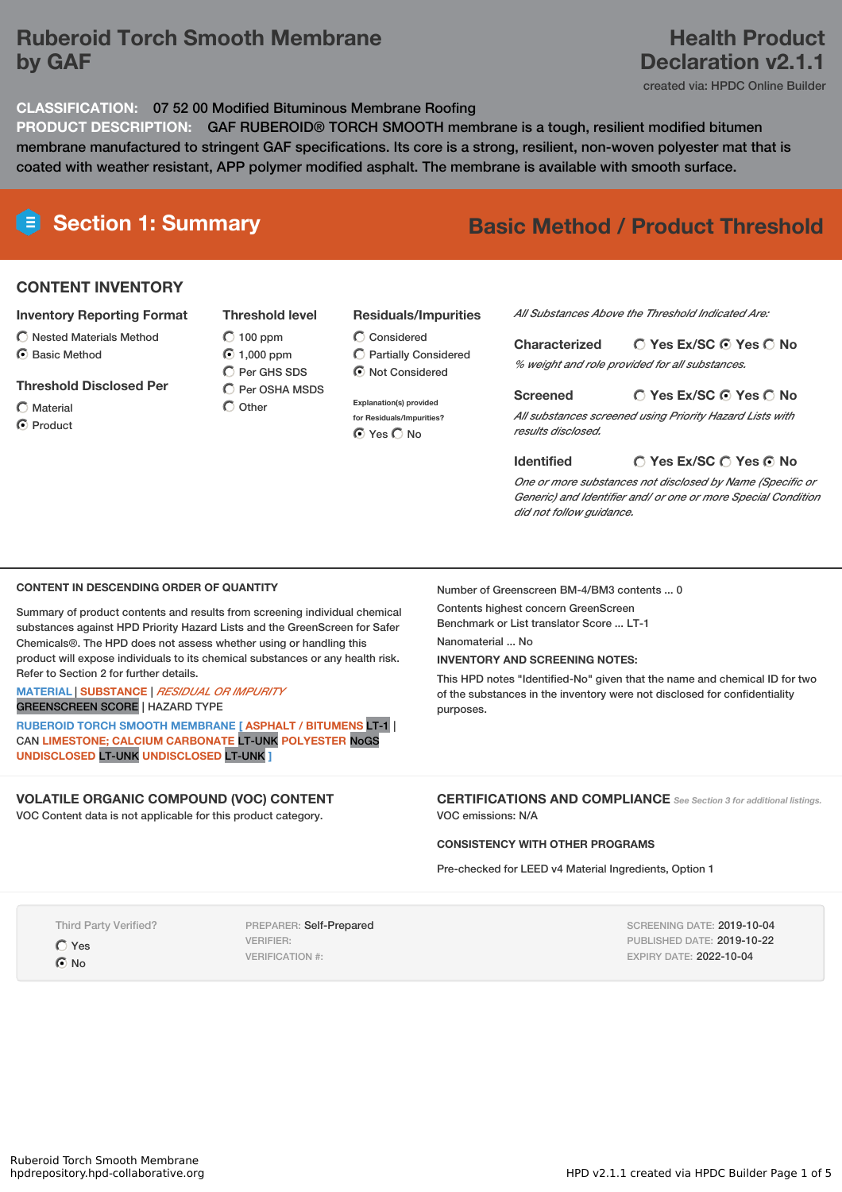# Ruberoid Torch Smooth Membrane by GAF

## Health Product Declaration v2.1.1

created via: HPDC Online Builder

**CLASSIFICATION:** 07 52 00 Modified Bituminous Membrane Roofing

**PRODUCT DESCRIPTION:** GAF RUBEROID® TORCH SMOOTH membrane is a tough, resilient modified bitumen membrane manufactured to stringent GAF specifications. Its core is a strong, resilient, non-woven polyester mat that is coated with weather resistant, APP polymer modified asphalt. The membrane is available with smooth surface.

## Section 1: Summary

**Basic Method / Product Threshold**

### CONTENT INVENTORY

**Inventory Reporting Format**
- ○ Nested Materials Method
- ● Basic Method

**Threshold Disclosed Per**
- ○ Material
- ● Product

**Threshold level**
- ○ 100 ppm
- ● 1,000 ppm
- ○ Per GHS SDS
- ○ Per OSHA MSDS
- ○ Other

**Residuals/Impurities**
- ○ Considered
- ○ Partially Considered
- ● Not Considered

Explanation(s) provided for Residuals/Impurities?
● Yes ○ No

*All Substances Above the Threshold Indicated Are:*

**Characterized** ○ Yes Ex/SC ● Yes ○ No
*% weight and role provided for all substances.*

**Screened** ○ Yes Ex/SC ● Yes ○ No
*All substances screened using Priority Hazard Lists with results disclosed.*

**Identified** ○ Yes Ex/SC ○ Yes ● No
*One or more substances not disclosed by Name (Specific or Generic) and Identifier and/ or one or more Special Condition did not follow guidance.*

### CONTENT IN DESCENDING ORDER OF QUANTITY

Summary of product contents and results from screening individual chemical substances against HPD Priority Hazard Lists and the GreenScreen for Safer Chemicals®. The HPD does not assess whether using or handling this product will expose individuals to its chemical substances or any health risk. Refer to Section 2 for further details.

MATERIAL | SUBSTANCE | *RESIDUAL OR IMPURITY*
GREENSCREEN SCORE | HAZARD TYPE

RUBEROID TORCH SMOOTH MEMBRANE [ ASPHALT / BITUMENS LT-1 | CAN LIMESTONE; CALCIUM CARBONATE LT-UNK POLYESTER NoGS UNDISCLOSED LT-UNK UNDISCLOSED LT-UNK ]

Number of Greenscreen BM-4/BM3 contents ... 0

Contents highest concern GreenScreen Benchmark or List translator Score ... LT-1

Nanomaterial ... No

**INVENTORY AND SCREENING NOTES:**

This HPD notes "Identified-No" given that the name and chemical ID for two of the substances in the inventory were not disclosed for confidentiality purposes.

### VOLATILE ORGANIC COMPOUND (VOC) CONTENT

VOC Content data is not applicable for this product category.

### CERTIFICATIONS AND COMPLIANCE

*See Section 3 for additional listings.*

VOC emissions: N/A

### CONSISTENCY WITH OTHER PROGRAMS

Pre-checked for LEED v4 Material Ingredients, Option 1

Third Party Verified?
- ○ Yes
- ● No

PREPARER: Self-Prepared
VERIFIER:
VERIFICATION #:

SCREENING DATE: 2019-10-04
PUBLISHED DATE: 2019-10-22
EXPIRY DATE: 2022-10-04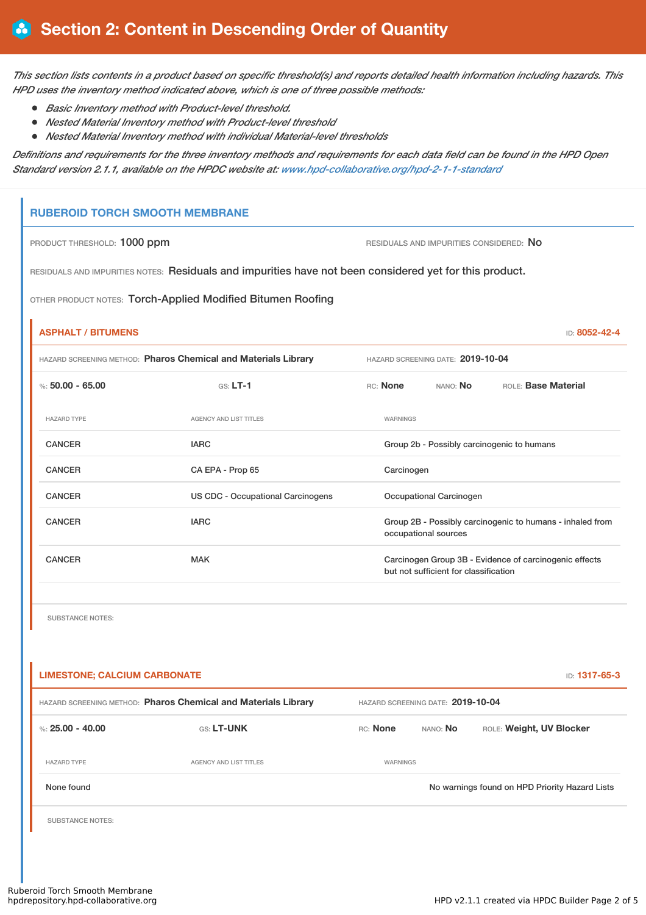# Section 2: Content in Descending Order of Quantity

*This section lists contents in a product based on specific threshold(s) and reports detailed health information including hazards. This HPD uses the inventory method indicated above, which is one of three possible methods:*

- *Basic Inventory method with Product-level threshold.*
- *Nested Material Inventory method with Product-level threshold*
- *Nested Material Inventory method with individual Material-level thresholds*

*Definitions and requirements for the three inventory methods and requirements for each data field can be found in the HPD Open Standard version 2.1.1, available on the HPDC website at: www.hpd-collaborative.org/hpd-2-1-1-standard*

## RUBEROID TORCH SMOOTH MEMBRANE

PRODUCT THRESHOLD: **1000 ppm**

RESIDUALS AND IMPURITIES CONSIDERED: **No**

RESIDUALS AND IMPURITIES NOTES: Residuals and impurities have not been considered yet for this product.

OTHER PRODUCT NOTES: Torch-Applied Modified Bitumen Roofing

### ASPHALT / BITUMENS

ID: **8052-42-4**

HAZARD SCREENING METHOD: **Pharos Chemical and Materials Library**

HAZARD SCREENING DATE: **2019-10-04**

%: **50.00 - 65.00** | GS: **LT-1** | RC: **None** | NANO: **No** | ROLE: **Base Material**

| HAZARD TYPE | AGENCY AND LIST TITLES | WARNINGS |
|---|---|---|
| CANCER | IARC | Group 2b - Possibly carcinogenic to humans |
| CANCER | CA EPA - Prop 65 | Carcinogen |
| CANCER | US CDC - Occupational Carcinogens | Occupational Carcinogen |
| CANCER | IARC | Group 2B - Possibly carcinogenic to humans - inhaled from occupational sources |
| CANCER | MAK | Carcinogen Group 3B - Evidence of carcinogenic effects but not sufficient for classification |

SUBSTANCE NOTES:

### LIMESTONE; CALCIUM CARBONATE

ID: **1317-65-3**

HAZARD SCREENING METHOD: **Pharos Chemical and Materials Library**

HAZARD SCREENING DATE: **2019-10-04**

%: **25.00 - 40.00** | GS: **LT-UNK** | RC: **None** | NANO: **No** | ROLE: **Weight, UV Blocker**

| HAZARD TYPE | AGENCY AND LIST TITLES | WARNINGS |
|---|---|---|
| None found | | No warnings found on HPD Priority Hazard Lists |

SUBSTANCE NOTES: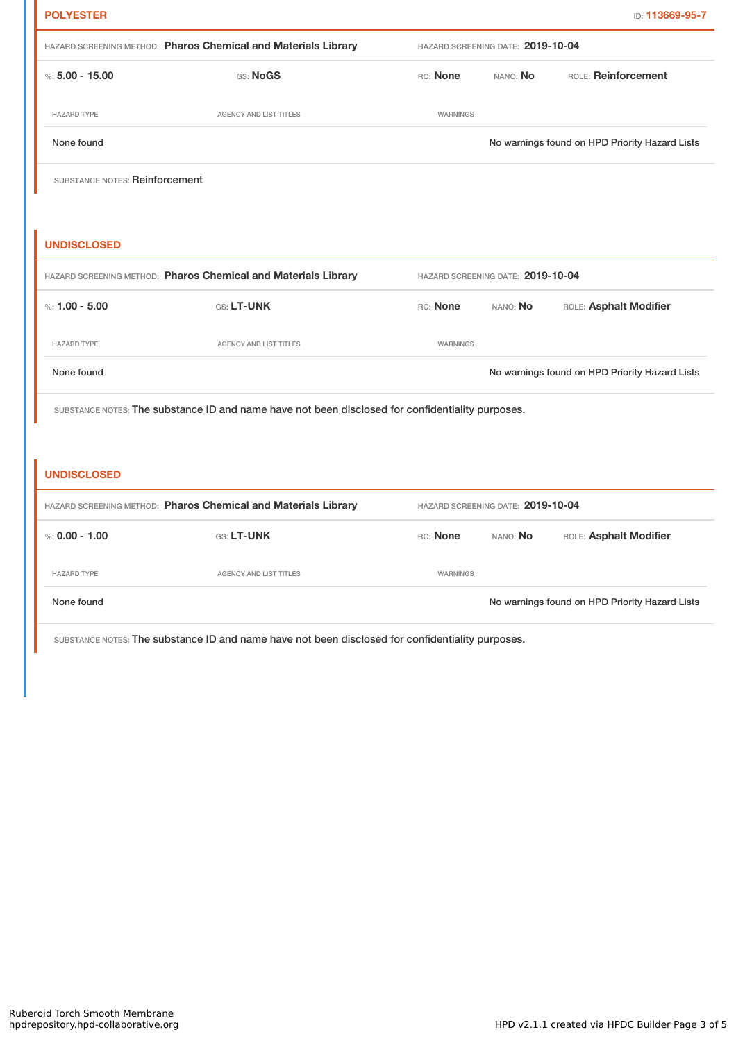## POLYESTER

ID: 113669-95-7

HAZARD SCREENING METHOD: **Pharos Chemical and Materials Library** HAZARD SCREENING DATE: **2019-10-04**

%: **5.00 - 15.00** GS: **NoGS** RC: **None** NANO: **No** ROLE: **Reinforcement**

| HAZARD TYPE | AGENCY AND LIST TITLES | WARNINGS |
|---|---|---|
| None found | | No warnings found on HPD Priority Hazard Lists |

SUBSTANCE NOTES: Reinforcement

## UNDISCLOSED

HAZARD SCREENING METHOD: **Pharos Chemical and Materials Library** HAZARD SCREENING DATE: **2019-10-04**

%: **1.00 - 5.00** GS: **LT-UNK** RC: **None** NANO: **No** ROLE: **Asphalt Modifier**

| HAZARD TYPE | AGENCY AND LIST TITLES | WARNINGS |
|---|---|---|
| None found | | No warnings found on HPD Priority Hazard Lists |

SUBSTANCE NOTES: The substance ID and name have not been disclosed for confidentiality purposes.

## UNDISCLOSED

HAZARD SCREENING METHOD: **Pharos Chemical and Materials Library** HAZARD SCREENING DATE: **2019-10-04**

%: **0.00 - 1.00** GS: **LT-UNK** RC: **None** NANO: **No** ROLE: **Asphalt Modifier**

| HAZARD TYPE | AGENCY AND LIST TITLES | WARNINGS |
|---|---|---|
| None found | | No warnings found on HPD Priority Hazard Lists |

SUBSTANCE NOTES: The substance ID and name have not been disclosed for confidentiality purposes.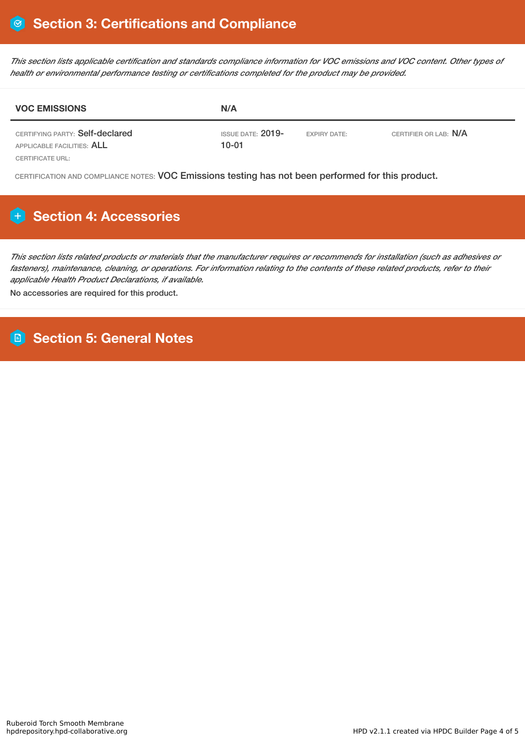## Section 3: Certifications and Compliance

*This section lists applicable certification and standards compliance information for VOC emissions and VOC content. Other types of health or environmental performance testing or certifications completed for the product may be provided.*

| VOC EMISSIONS | N/A | | |
|---|---|---|---|
| CERTIFYING PARTY: Self-declared<br>APPLICABLE FACILITIES: ALL<br>CERTIFICATE URL: | ISSUE DATE: 2019-10-01 | EXPIRY DATE: | CERTIFIER OR LAB: N/A |

CERTIFICATION AND COMPLIANCE NOTES: VOC Emissions testing has not been performed for this product.

## Section 4: Accessories

*This section lists related products or materials that the manufacturer requires or recommends for installation (such as adhesives or fasteners), maintenance, cleaning, or operations. For information relating to the contents of these related products, refer to their applicable Health Product Declarations, if available.*

No accessories are required for this product.

## Section 5: General Notes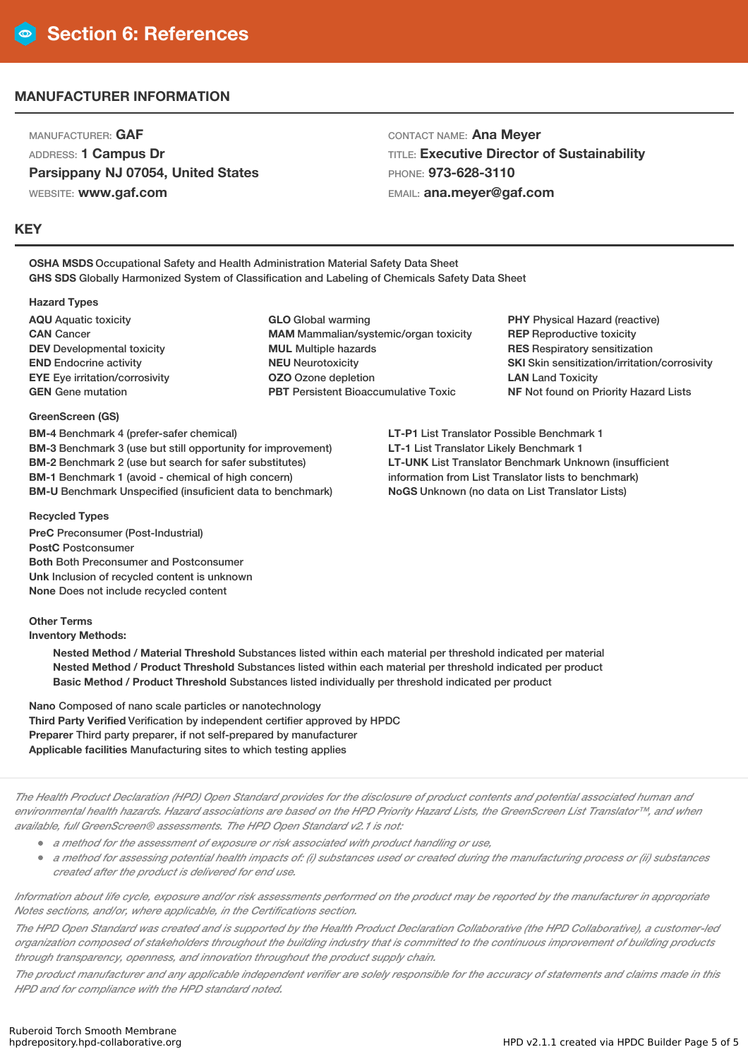# Section 6: References

## MANUFACTURER INFORMATION

MANUFACTURER: **GAF**
ADDRESS: **1 Campus Dr**
**Parsippany NJ 07054, United States**
WEBSITE: **www.gaf.com**

CONTACT NAME: **Ana Meyer**
TITLE: **Executive Director of Sustainability**
PHONE: **973-628-3110**
EMAIL: **ana.meyer@gaf.com**

## KEY

**OSHA MSDS** Occupational Safety and Health Administration Material Safety Data Sheet
**GHS SDS** Globally Harmonized System of Classification and Labeling of Chemicals Safety Data Sheet

**Hazard Types**

**AQU** Aquatic toxicity
**CAN** Cancer
**DEV** Developmental toxicity
**END** Endocrine activity
**EYE** Eye irritation/corrosivity
**GEN** Gene mutation
**GLO** Global warming
**MAM** Mammalian/systemic/organ toxicity
**MUL** Multiple hazards
**NEU** Neurotoxicity
**OZO** Ozone depletion
**PBT** Persistent Bioaccumulative Toxic
**PHY** Physical Hazard (reactive)
**REP** Reproductive toxicity
**RES** Respiratory sensitization
**SKI** Skin sensitization/irritation/corrosivity
**LAN** Land Toxicity
**NF** Not found on Priority Hazard Lists

**GreenScreen (GS)**

**BM-4** Benchmark 4 (prefer-safer chemical)
**BM-3** Benchmark 3 (use but still opportunity for improvement)
**BM-2** Benchmark 2 (use but search for safer substitutes)
**BM-1** Benchmark 1 (avoid - chemical of high concern)
**BM-U** Benchmark Unspecified (insuficient data to benchmark)
**LT-P1** List Translator Possible Benchmark 1
**LT-1** List Translator Likely Benchmark 1
**LT-UNK** List Translator Benchmark Unknown (insufficient information from List Translator lists to benchmark)
**NoGS** Unknown (no data on List Translator Lists)

**Recycled Types**

**PreC** Preconsumer (Post-Industrial)
**PostC** Postconsumer
**Both** Both Preconsumer and Postconsumer
**Unk** Inclusion of recycled content is unknown
**None** Does not include recycled content

**Other Terms**
**Inventory Methods:**

**Nested Method / Material Threshold** Substances listed within each material per threshold indicated per material
**Nested Method / Product Threshold** Substances listed within each material per threshold indicated per product
**Basic Method / Product Threshold** Substances listed individually per threshold indicated per product

**Nano** Composed of nano scale particles or nanotechnology
**Third Party Verified** Verification by independent certifier approved by HPDC
**Preparer** Third party preparer, if not self-prepared by manufacturer
**Applicable facilities** Manufacturing sites to which testing applies

*The Health Product Declaration (HPD) Open Standard provides for the disclosure of product contents and potential associated human and environmental health hazards. Hazard associations are based on the HPD Priority Hazard Lists, the GreenScreen List Translator™, and when available, full GreenScreen® assessments. The HPD Open Standard v2.1 is not:*

- *a method for the assessment of exposure or risk associated with product handling or use,*
- *a method for assessing potential health impacts of: (i) substances used or created during the manufacturing process or (ii) substances created after the product is delivered for end use.*

*Information about life cycle, exposure and/or risk assessments performed on the product may be reported by the manufacturer in appropriate Notes sections, and/or, where applicable, in the Certifications section.*

*The HPD Open Standard was created and is supported by the Health Product Declaration Collaborative (the HPD Collaborative), a customer-led organization composed of stakeholders throughout the building industry that is committed to the continuous improvement of building products through transparency, openness, and innovation throughout the product supply chain.*

*The product manufacturer and any applicable independent verifier are solely responsible for the accuracy of statements and claims made in this HPD and for compliance with the HPD standard noted.*